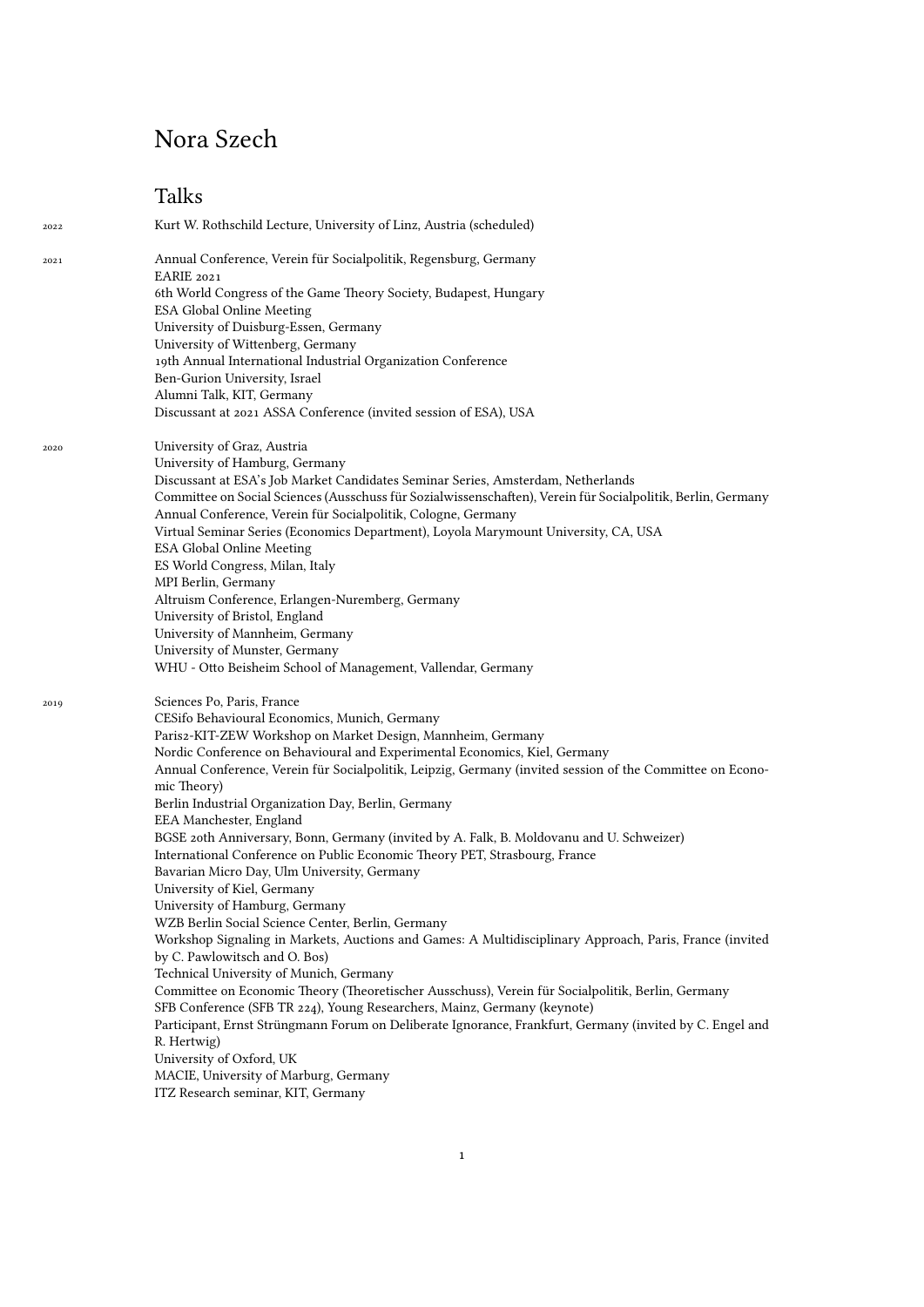# Nora Szech

## Talks

**2022**

Kurt W. Rothschild Lecture, University of Linz, Austria (scheduled)

**2021**

Annual Conference, Verein für Socialpolitik, Regensburg, Germany
EARIE 2021
6th World Congress of the Game Theory Society, Budapest, Hungary
ESA Global Online Meeting
University of Duisburg-Essen, Germany
University of Wittenberg, Germany
19th Annual International Industrial Organization Conference
Ben-Gurion University, Israel
Alumni Talk, KIT, Germany
Discussant at 2021 ASSA Conference (invited session of ESA), USA

**2020**

University of Graz, Austria
University of Hamburg, Germany
Discussant at ESA's Job Market Candidates Seminar Series, Amsterdam, Netherlands
Committee on Social Sciences (Ausschuss für Sozialwissenschaften), Verein für Socialpolitik, Berlin, Germany
Annual Conference, Verein für Socialpolitik, Cologne, Germany
Virtual Seminar Series (Economics Department), Loyola Marymount University, CA, USA
ESA Global Online Meeting
ES World Congress, Milan, Italy
MPI Berlin, Germany
Altruism Conference, Erlangen-Nuremberg, Germany
University of Bristol, England
University of Mannheim, Germany
University of Munster, Germany
WHU - Otto Beisheim School of Management, Vallendar, Germany

**2019**

Sciences Po, Paris, France
CESifo Behavioural Economics, Munich, Germany
Paris2-KIT-ZEW Workshop on Market Design, Mannheim, Germany
Nordic Conference on Behavioural and Experimental Economics, Kiel, Germany
Annual Conference, Verein für Socialpolitik, Leipzig, Germany (invited session of the Committee on Economic Theory)
Berlin Industrial Organization Day, Berlin, Germany
EEA Manchester, England
BGSE 20th Anniversary, Bonn, Germany (invited by A. Falk, B. Moldovanu and U. Schweizer)
International Conference on Public Economic Theory PET, Strasbourg, France
Bavarian Micro Day, Ulm University, Germany
University of Kiel, Germany
University of Hamburg, Germany
WZB Berlin Social Science Center, Berlin, Germany
Workshop Signaling in Markets, Auctions and Games: A Multidisciplinary Approach, Paris, France (invited by C. Pawlowitsch and O. Bos)
Technical University of Munich, Germany
Committee on Economic Theory (Theoretischer Ausschuss), Verein für Socialpolitik, Berlin, Germany
SFB Conference (SFB TR 224), Young Researchers, Mainz, Germany (keynote)
Participant, Ernst Strüngmann Forum on Deliberate Ignorance, Frankfurt, Germany (invited by C. Engel and R. Hertwig)
University of Oxford, UK
MACIE, University of Marburg, Germany
ITZ Research seminar, KIT, Germany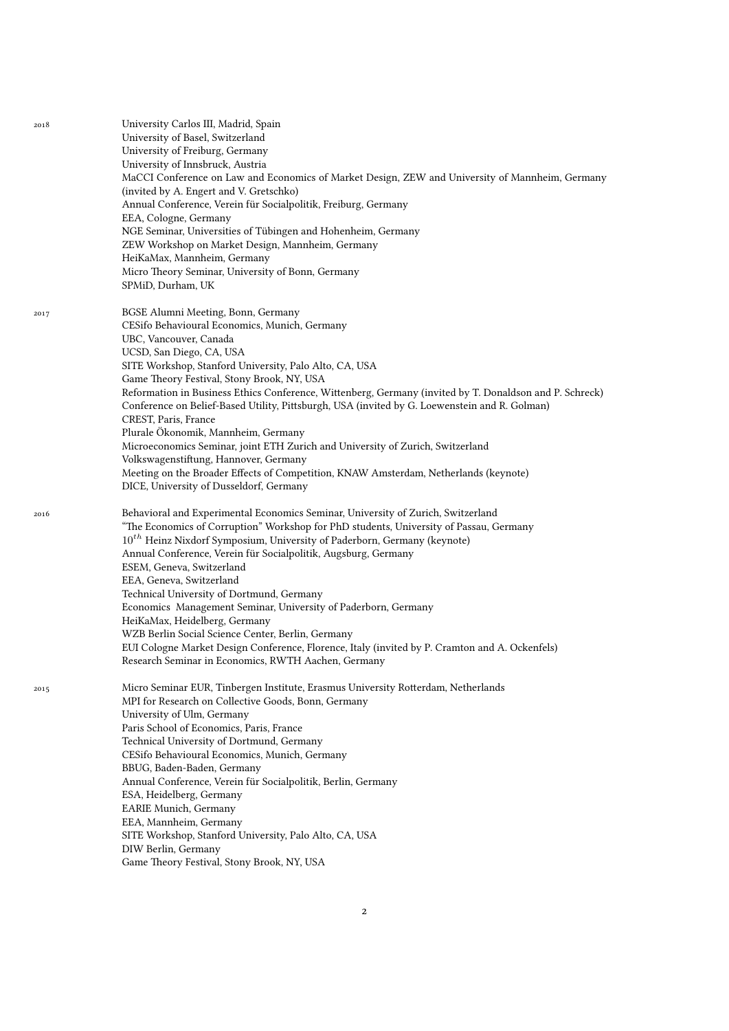2018

University Carlos III, Madrid, Spain
University of Basel, Switzerland
University of Freiburg, Germany
University of Innsbruck, Austria
MaCCI Conference on Law and Economics of Market Design, ZEW and University of Mannheim, Germany (invited by A. Engert and V. Gretschko)
Annual Conference, Verein für Socialpolitik, Freiburg, Germany
EEA, Cologne, Germany
NGE Seminar, Universities of Tübingen and Hohenheim, Germany
ZEW Workshop on Market Design, Mannheim, Germany
HeiKaMax, Mannheim, Germany
Micro Theory Seminar, University of Bonn, Germany
SPMiD, Durham, UK

2017

BGSE Alumni Meeting, Bonn, Germany
CESifo Behavioural Economics, Munich, Germany
UBC, Vancouver, Canada
UCSD, San Diego, CA, USA
SITE Workshop, Stanford University, Palo Alto, CA, USA
Game Theory Festival, Stony Brook, NY, USA
Reformation in Business Ethics Conference, Wittenberg, Germany (invited by T. Donaldson and P. Schreck)
Conference on Belief-Based Utility, Pittsburgh, USA (invited by G. Loewenstein and R. Golman)
CREST, Paris, France
Plurale Ökonomik, Mannheim, Germany
Microeconomics Seminar, joint ETH Zurich and University of Zurich, Switzerland
Volkswagenstiftung, Hannover, Germany
Meeting on the Broader Effects of Competition, KNAW Amsterdam, Netherlands (keynote)
DICE, University of Dusseldorf, Germany

2016

Behavioral and Experimental Economics Seminar, University of Zurich, Switzerland
"The Economics of Corruption" Workshop for PhD students, University of Passau, Germany
$10^{th}$ Heinz Nixdorf Symposium, University of Paderborn, Germany (keynote)
Annual Conference, Verein für Socialpolitik, Augsburg, Germany
ESEM, Geneva, Switzerland
EEA, Geneva, Switzerland
Technical University of Dortmund, Germany
Economics  Management Seminar, University of Paderborn, Germany
HeiKaMax, Heidelberg, Germany
WZB Berlin Social Science Center, Berlin, Germany
EUI Cologne Market Design Conference, Florence, Italy (invited by P. Cramton and A. Ockenfels)
Research Seminar in Economics, RWTH Aachen, Germany

2015

Micro Seminar EUR, Tinbergen Institute, Erasmus University Rotterdam, Netherlands
MPI for Research on Collective Goods, Bonn, Germany
University of Ulm, Germany
Paris School of Economics, Paris, France
Technical University of Dortmund, Germany
CESifo Behavioural Economics, Munich, Germany
BBUG, Baden-Baden, Germany
Annual Conference, Verein für Socialpolitik, Berlin, Germany
ESA, Heidelberg, Germany
EARIE Munich, Germany
EEA, Mannheim, Germany
SITE Workshop, Stanford University, Palo Alto, CA, USA
DIW Berlin, Germany
Game Theory Festival, Stony Brook, NY, USA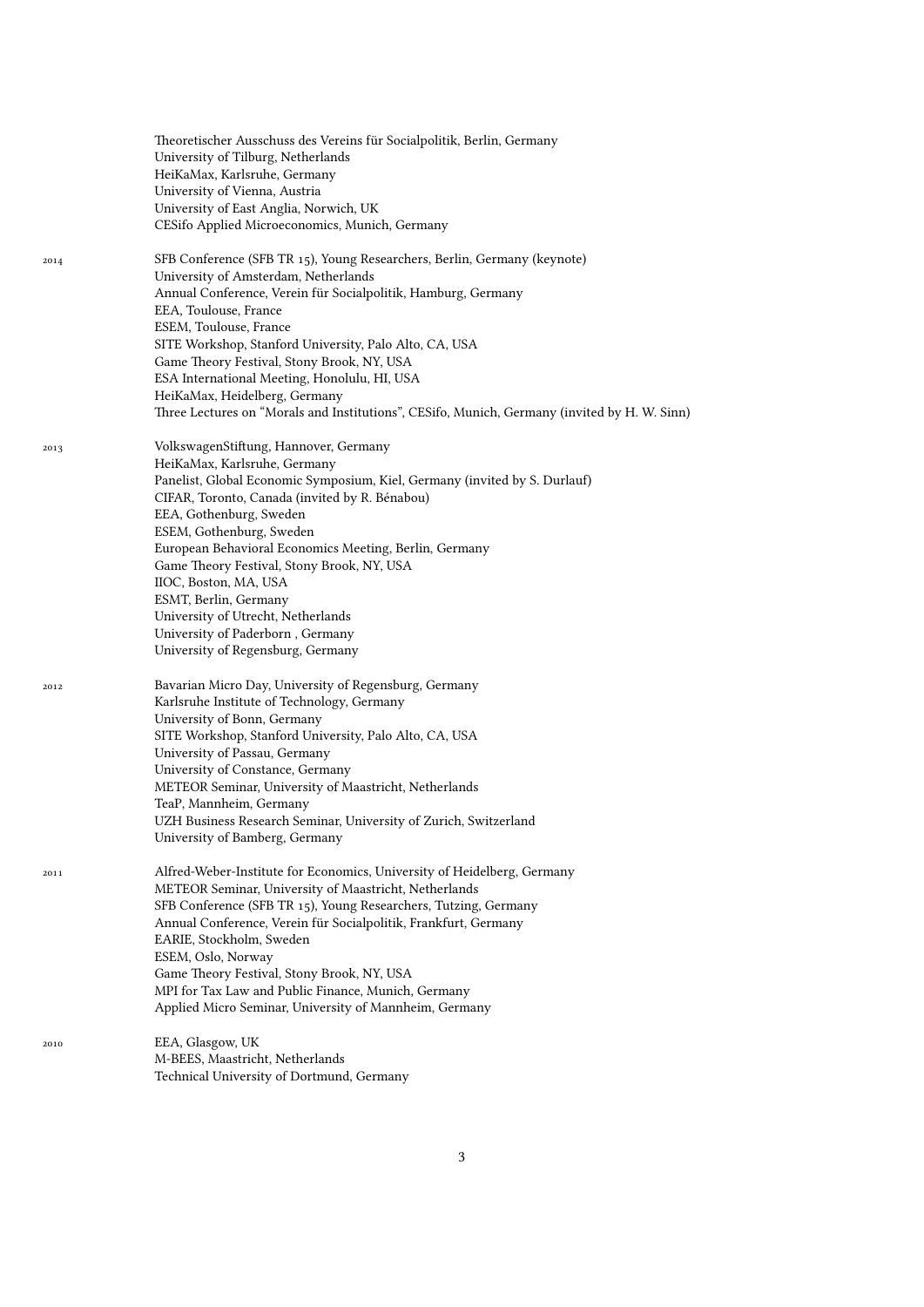Theoretischer Ausschuss des Vereins für Socialpolitik, Berlin, Germany
University of Tilburg, Netherlands
HeiKaMax, Karlsruhe, Germany
University of Vienna, Austria
University of East Anglia, Norwich, UK
CESifo Applied Microeconomics, Munich, Germany

2014
SFB Conference (SFB TR 15), Young Researchers, Berlin, Germany (keynote)
University of Amsterdam, Netherlands
Annual Conference, Verein für Socialpolitik, Hamburg, Germany
EEA, Toulouse, France
ESEM, Toulouse, France
SITE Workshop, Stanford University, Palo Alto, CA, USA
Game Theory Festival, Stony Brook, NY, USA
ESA International Meeting, Honolulu, HI, USA
HeiKaMax, Heidelberg, Germany
Three Lectures on "Morals and Institutions", CESifo, Munich, Germany (invited by H. W. Sinn)

2013
VolkswagenStiftung, Hannover, Germany
HeiKaMax, Karlsruhe, Germany
Panelist, Global Economic Symposium, Kiel, Germany (invited by S. Durlauf)
CIFAR, Toronto, Canada (invited by R. Bénabou)
EEA, Gothenburg, Sweden
ESEM, Gothenburg, Sweden
European Behavioral Economics Meeting, Berlin, Germany
Game Theory Festival, Stony Brook, NY, USA
IIOC, Boston, MA, USA
ESMT, Berlin, Germany
University of Utrecht, Netherlands
University of Paderborn , Germany
University of Regensburg, Germany

2012
Bavarian Micro Day, University of Regensburg, Germany
Karlsruhe Institute of Technology, Germany
University of Bonn, Germany
SITE Workshop, Stanford University, Palo Alto, CA, USA
University of Passau, Germany
University of Constance, Germany
METEOR Seminar, University of Maastricht, Netherlands
TeaP, Mannheim, Germany
UZH Business Research Seminar, University of Zurich, Switzerland
University of Bamberg, Germany

2011
Alfred-Weber-Institute for Economics, University of Heidelberg, Germany
METEOR Seminar, University of Maastricht, Netherlands
SFB Conference (SFB TR 15), Young Researchers, Tutzing, Germany
Annual Conference, Verein für Socialpolitik, Frankfurt, Germany
EARIE, Stockholm, Sweden
ESEM, Oslo, Norway
Game Theory Festival, Stony Brook, NY, USA
MPI for Tax Law and Public Finance, Munich, Germany
Applied Micro Seminar, University of Mannheim, Germany

2010
EEA, Glasgow, UK
M-BEES, Maastricht, Netherlands
Technical University of Dortmund, Germany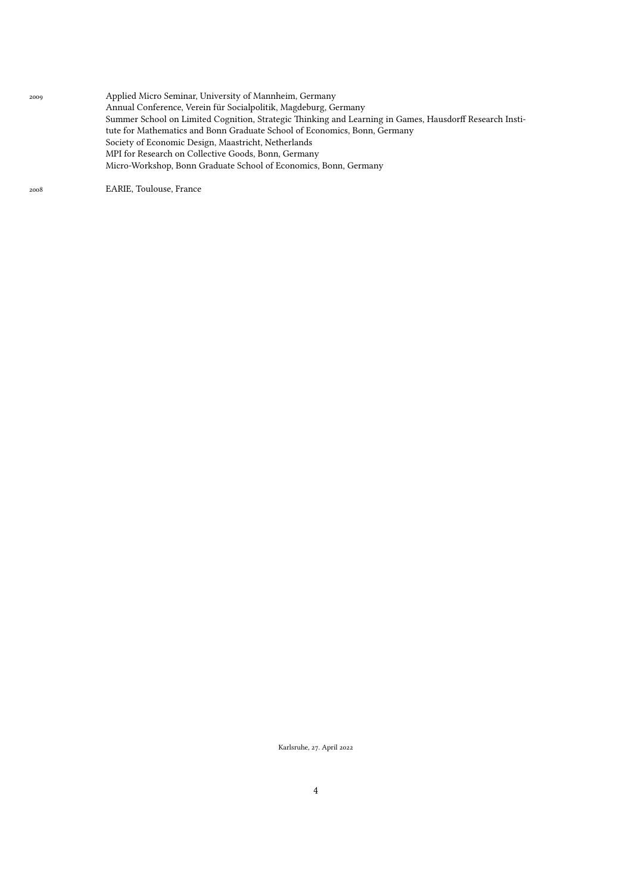2009 Applied Micro Seminar, University of Mannheim, Germany
Annual Conference, Verein für Socialpolitik, Magdeburg, Germany
Summer School on Limited Cognition, Strategic Thinking and Learning in Games, Hausdorff Research Institute for Mathematics and Bonn Graduate School of Economics, Bonn, Germany
Society of Economic Design, Maastricht, Netherlands
MPI for Research on Collective Goods, Bonn, Germany
Micro-Workshop, Bonn Graduate School of Economics, Bonn, Germany

2008 EARIE, Toulouse, France

Karlsruhe, 27. April 2022